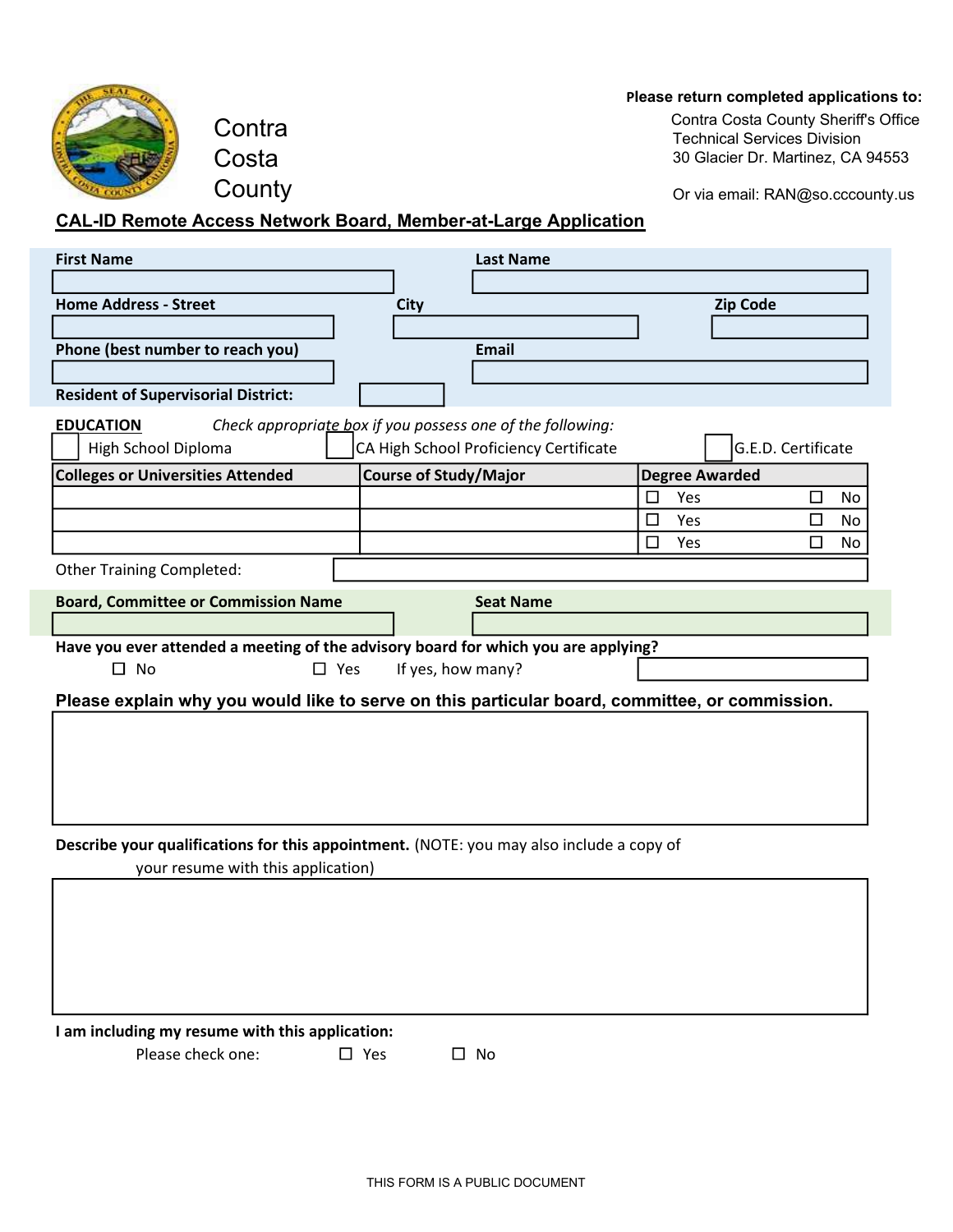Contra Costa County

**Please return completed applications to:**

Contra Costa County Sheriff's Office
Technical Services Division
30 Glacier Dr. Martinez, CA 94553

Or via email: RAN@so.cccounty.us

## CAL-ID Remote Access Network Board, Member-at-Large Application

**First Name** ______________________ **Last Name** ______________________

**Home Address - Street** ______________________ **City** ______________________ **Zip Code** __________

**Phone (best number to reach you)** ______________________ **Email** ______________________

**Resident of Supervisorial District:** __________

**EDUCATION** *Check appropriate box if you possess one of the following:*

☐ High School Diploma ☐ CA High School Proficiency Certificate ☐ G.E.D. Certificate

| Colleges or Universities Attended | Course of Study/Major | Degree Awarded |
| --- | --- | --- |
| | | ☐ Yes ☐ No |
| | | ☐ Yes ☐ No |
| | | ☐ Yes ☐ No |

Other Training Completed: ______________________

**Board, Committee or Commission Name** ______________________ **Seat Name** ______________________

**Have you ever attended a meeting of the advisory board for which you are applying?**

☐ No ☐ Yes If yes, how many? __________

**Please explain why you would like to serve on this particular board, committee, or commission.**

**Describe your qualifications for this appointment.** (NOTE: you may also include a copy of your resume with this application)

**I am including my resume with this application:**

Please check one: ☐ Yes ☐ No

THIS FORM IS A PUBLIC DOCUMENT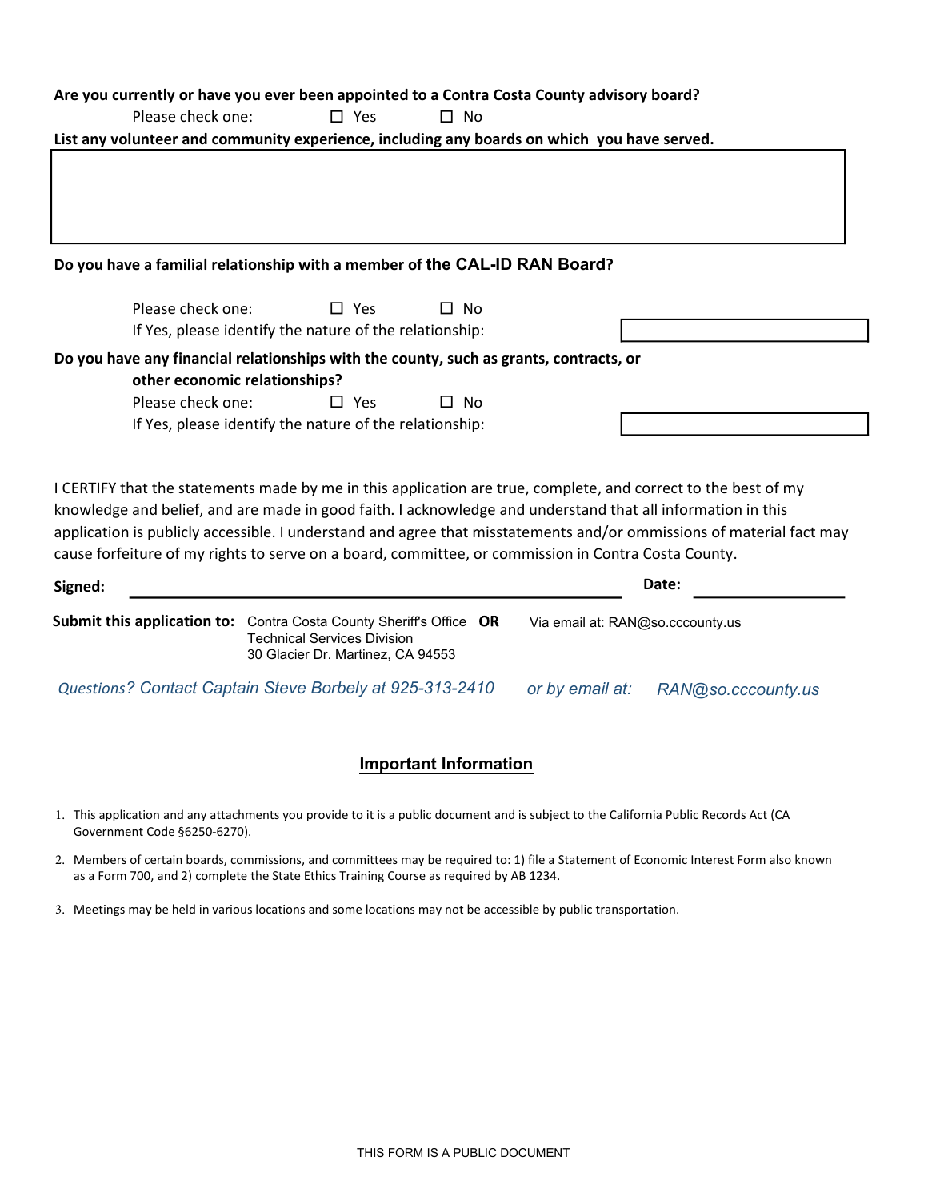**Are you currently or have you ever been appointed to a Contra Costa County advisory board?**

Please check one: ☐ Yes ☐ No

**List any volunteer and community experience, including any boards on which you have served.**

**Do you have a familial relationship with a member of the CAL-ID RAN Board?**

Please check one: ☐ Yes ☐ No

If Yes, please identify the nature of the relationship:

**Do you have any financial relationships with the county, such as grants, contracts, or other economic relationships?**

Please check one: ☐ Yes ☐ No

If Yes, please identify the nature of the relationship:

I CERTIFY that the statements made by me in this application are true, complete, and correct to the best of my knowledge and belief, and are made in good faith. I acknowledge and understand that all information in this application is publicly accessible. I understand and agree that misstatements and/or ommissions of material fact may cause forfeiture of my rights to serve on a board, committee, or commission in Contra Costa County.

**Signed:** ______________________________ **Date:** ______________

**Submit this application to:** Contra Costa County Sheriff's Office
Technical Services Division
30 Glacier Dr. Martinez, CA 94553

**OR** Via email at: RAN@so.cccounty.us

*Questions? Contact Captain Steve Borbely at 925-313-2410 or by email at: RAN@so.cccounty.us*

## Important Information

1. This application and any attachments you provide to it is a public document and is subject to the California Public Records Act (CA Government Code §6250-6270).
2. Members of certain boards, commissions, and committees may be required to: 1) file a Statement of Economic Interest Form also known as a Form 700, and 2) complete the State Ethics Training Course as required by AB 1234.
3. Meetings may be held in various locations and some locations may not be accessible by public transportation.

THIS FORM IS A PUBLIC DOCUMENT